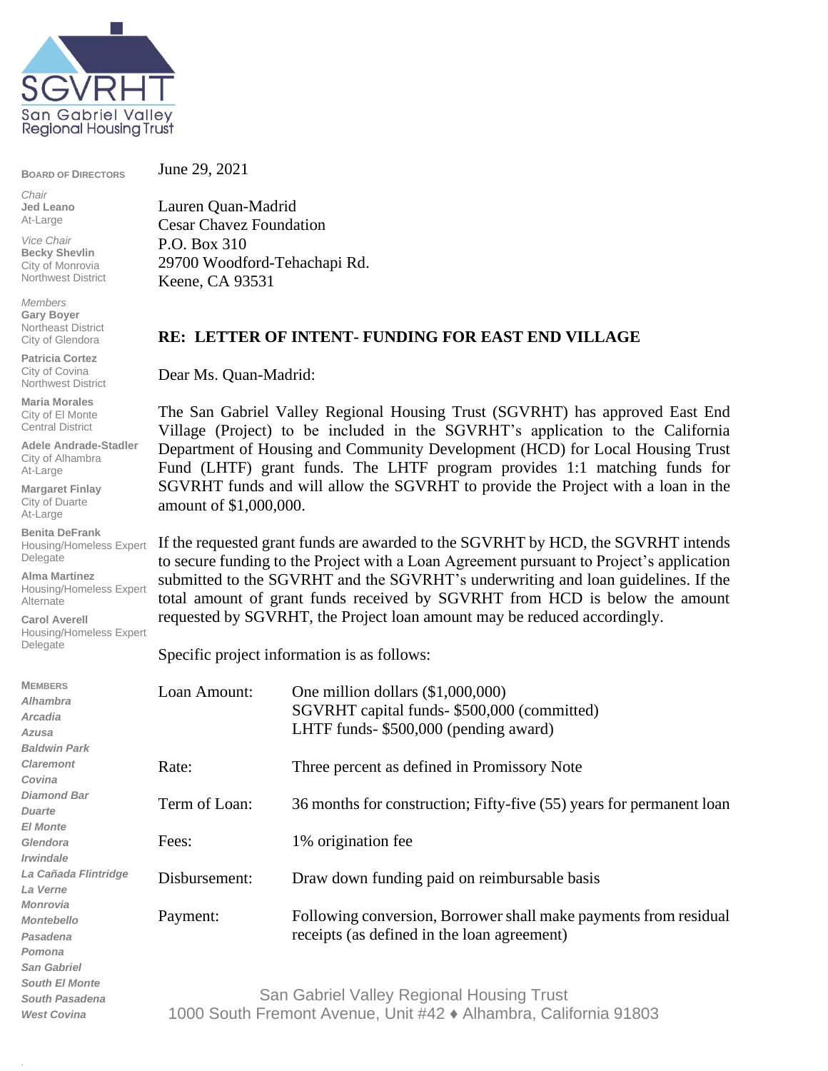SGVRHT
San Gabriel Valley Regional Housing Trust

**BOARD OF DIRECTORS**

*Chair*
**Jed Leano**
At-Large

*Vice Chair*
**Becky Shevlin**
City of Monrovia
Northwest District

*Members*
**Gary Boyer**
Northeast District
City of Glendora

**Patricia Cortez**
City of Covina
Northwest District

**Maria Morales**
City of El Monte
Central District

**Adele Andrade-Stadler**
City of Alhambra
At-Large

**Margaret Finlay**
City of Duarte
At-Large

**Benita DeFrank**
Housing/Homeless Expert
Delegate

**Alma Martinez**
Housing/Homeless Expert
Alternate

**Carol Averell**
Housing/Homeless Expert
Delegate

**MEMBERS**
***Alhambra***
***Arcadia***
***Azusa***
***Baldwin Park***
***Claremont***
***Covina***
***Diamond Bar***
***Duarte***
***El Monte***
***Glendora***
***Irwindale***
***La Cañada Flintridge***
***La Verne***
***Monrovia***
***Montebello***
***Pasadena***
***Pomona***
***San Gabriel***
***South El Monte***
***South Pasadena***
***West Covina***

June 29, 2021

Lauren Quan-Madrid
Cesar Chavez Foundation
P.O. Box 310
29700 Woodford-Tehachapi Rd.
Keene, CA 93531

**RE: LETTER OF INTENT- FUNDING FOR EAST END VILLAGE**

Dear Ms. Quan-Madrid:

The San Gabriel Valley Regional Housing Trust (SGVRHT) has approved East End Village (Project) to be included in the SGVRHT's application to the California Department of Housing and Community Development (HCD) for Local Housing Trust Fund (LHTF) grant funds. The LHTF program provides 1:1 matching funds for SGVRHT funds and will allow the SGVRHT to provide the Project with a loan in the amount of $1,000,000.

If the requested grant funds are awarded to the SGVRHT by HCD, the SGVRHT intends to secure funding to the Project with a Loan Agreement pursuant to Project's application submitted to the SGVRHT and the SGVRHT's underwriting and loan guidelines. If the total amount of grant funds received by SGVRHT from HCD is below the amount requested by SGVRHT, the Project loan amount may be reduced accordingly.

Specific project information is as follows:

| | |
|---|---|
| Loan Amount: | One million dollars ($1,000,000)<br>SGVRHT capital funds- $500,000 (committed)<br>LHTF funds- $500,000 (pending award) |
| Rate: | Three percent as defined in Promissory Note |
| Term of Loan: | 36 months for construction; Fifty-five (55) years for permanent loan |
| Fees: | 1% origination fee |
| Disbursement: | Draw down funding paid on reimbursable basis |
| Payment: | Following conversion, Borrower shall make payments from residual receipts (as defined in the loan agreement) |

San Gabriel Valley Regional Housing Trust
1000 South Fremont Avenue, Unit #42 ♦ Alhambra, California 91803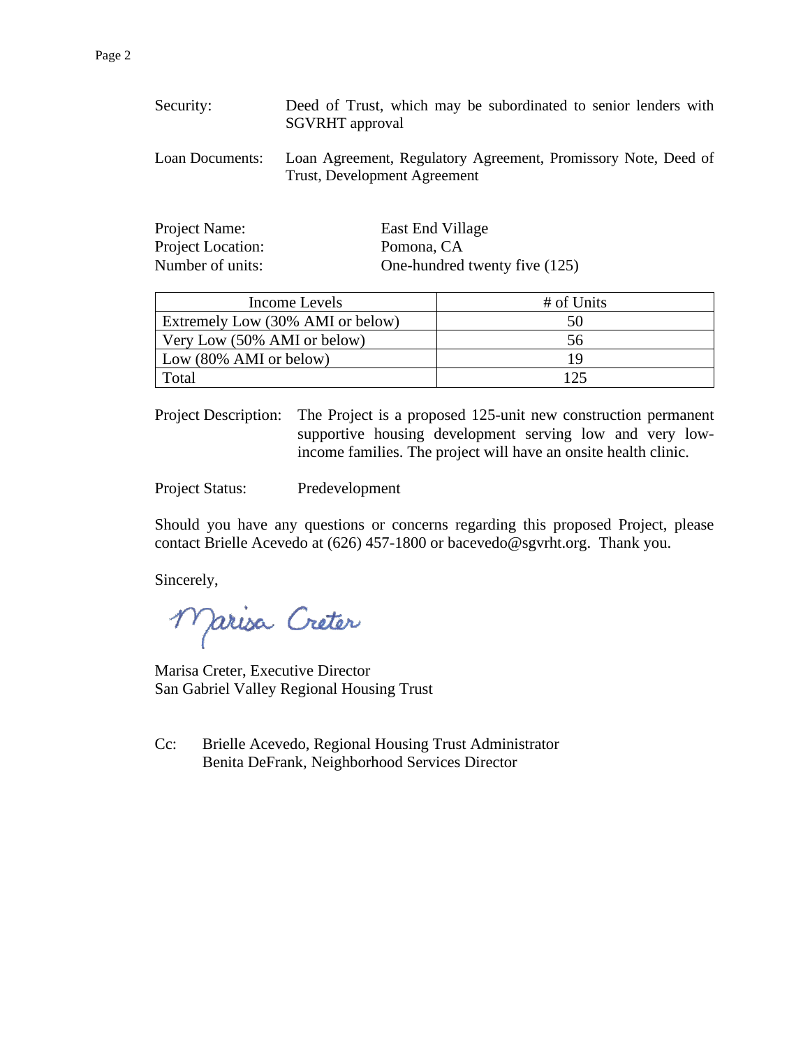Security: Deed of Trust, which may be subordinated to senior lenders with SGVRHT approval

Loan Documents: Loan Agreement, Regulatory Agreement, Promissory Note, Deed of Trust, Development Agreement

Project Name: East End Village
Project Location: Pomona, CA
Number of units: One-hundred twenty five (125)

| Income Levels | # of Units |
| --- | --- |
| Extremely Low (30% AMI or below) | 50 |
| Very Low (50% AMI or below) | 56 |
| Low (80% AMI or below) | 19 |
| Total | 125 |

Project Description: The Project is a proposed 125-unit new construction permanent supportive housing development serving low and very low-income families. The project will have an onsite health clinic.

Project Status: Predevelopment

Should you have any questions or concerns regarding this proposed Project, please contact Brielle Acevedo at (626) 457-1800 or bacevedo@sgvrht.org. Thank you.

Sincerely,

Marisa Creter

Marisa Creter, Executive Director
San Gabriel Valley Regional Housing Trust

Cc: Brielle Acevedo, Regional Housing Trust Administrator
Benita DeFrank, Neighborhood Services Director